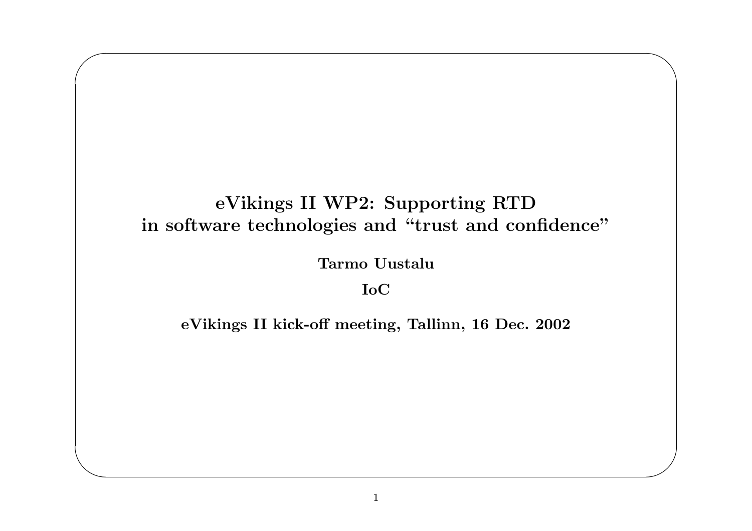# eVikings II WP2: Supporting RTD in software technologies and "trust and confidence"

**Tarmo Uustalu**

**IoC**

**eVikings II kick-off meeting, Tallinn, 16 Dec. 2002**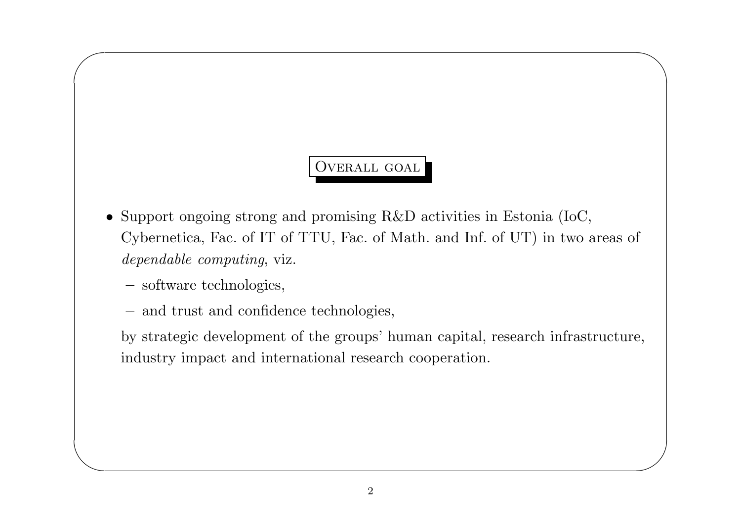## Overall goal

- Support ongoing strong and promising R&D activities in Estonia (IoC, Cybernetica, Fac. of IT of TTU, Fac. of Math. and Inf. of UT) in two areas of *dependable computing*, viz.

  - software technologies,
  - and trust and confidence technologies,

  by strategic development of the groups' human capital, research infrastructure, industry impact and international research cooperation.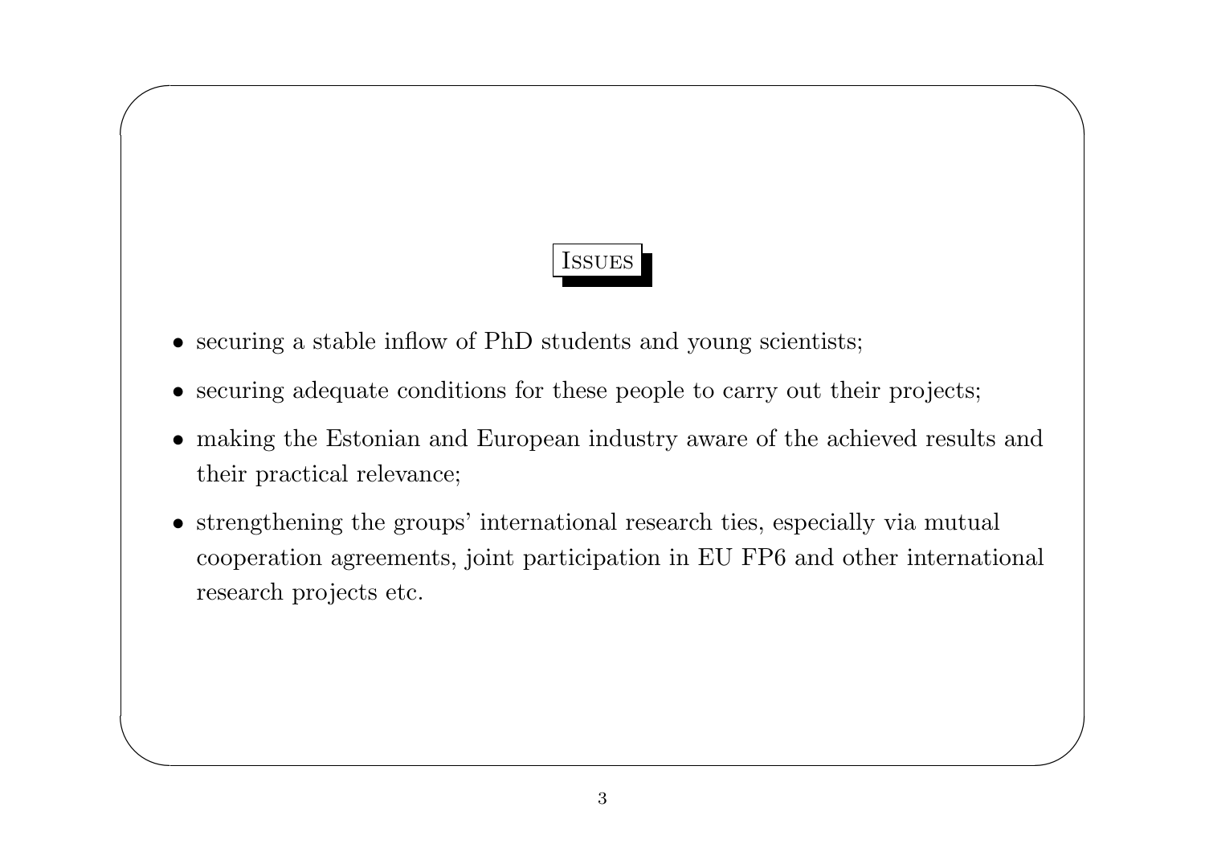## Issues

- securing a stable inflow of PhD students and young scientists;
- securing adequate conditions for these people to carry out their projects;
- making the Estonian and European industry aware of the achieved results and their practical relevance;
- strengthening the groups' international research ties, especially via mutual cooperation agreements, joint participation in EU FP6 and other international research projects etc.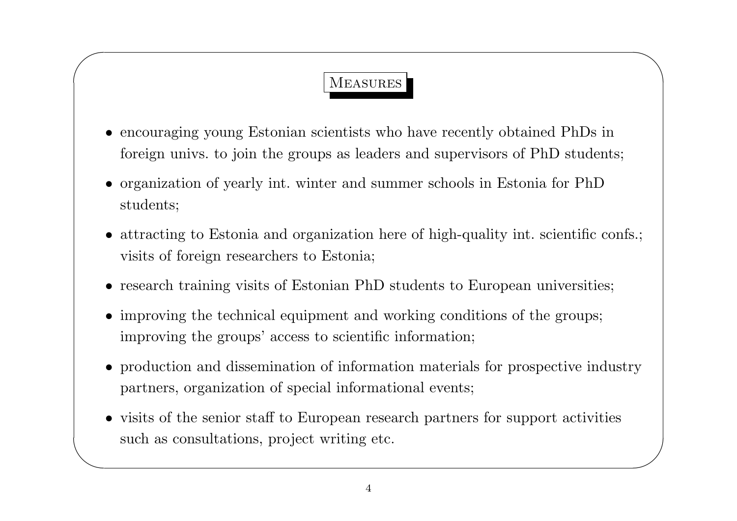## Measures

- encouraging young Estonian scientists who have recently obtained PhDs in foreign univs. to join the groups as leaders and supervisors of PhD students;
- organization of yearly int. winter and summer schools in Estonia for PhD students;
- attracting to Estonia and organization here of high-quality int. scientific confs.; visits of foreign researchers to Estonia;
- research training visits of Estonian PhD students to European universities;
- improving the technical equipment and working conditions of the groups; improving the groups' access to scientific information;
- production and dissemination of information materials for prospective industry partners, organization of special informational events;
- visits of the senior staff to European research partners for support activities such as consultations, project writing etc.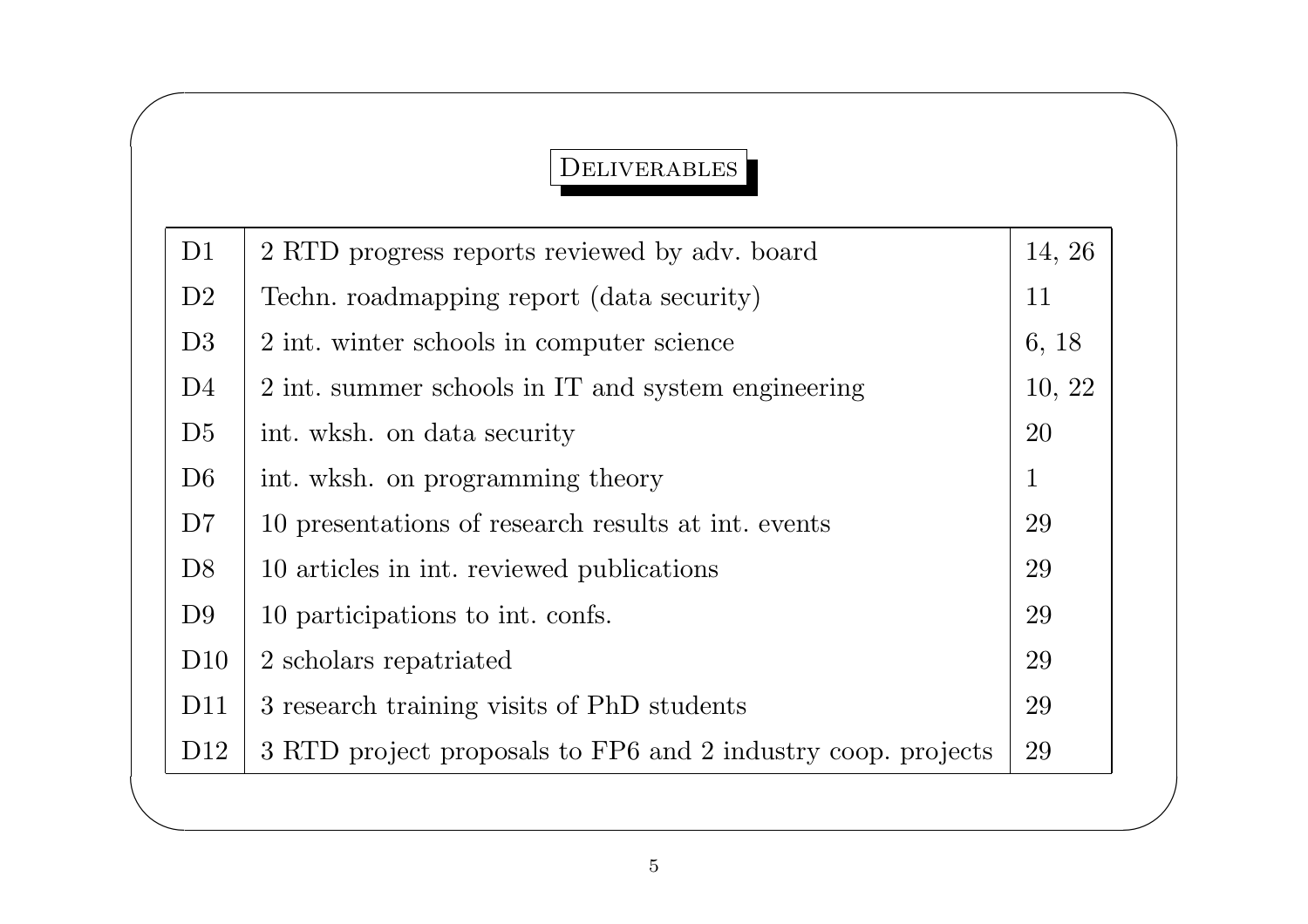## Deliverables

| | | |
|---|---|---|
| D1 | 2 RTD progress reports reviewed by adv. board | 14, 26 |
| D2 | Techn. roadmapping report (data security) | 11 |
| D3 | 2 int. winter schools in computer science | 6, 18 |
| D4 | 2 int. summer schools in IT and system engineering | 10, 22 |
| D5 | int. wksh. on data security | 20 |
| D6 | int. wksh. on programming theory | 1 |
| D7 | 10 presentations of research results at int. events | 29 |
| D8 | 10 articles in int. reviewed publications | 29 |
| D9 | 10 participations to int. confs. | 29 |
| D10 | 2 scholars repatriated | 29 |
| D11 | 3 research training visits of PhD students | 29 |
| D12 | 3 RTD project proposals to FP6 and 2 industry coop. projects | 29 |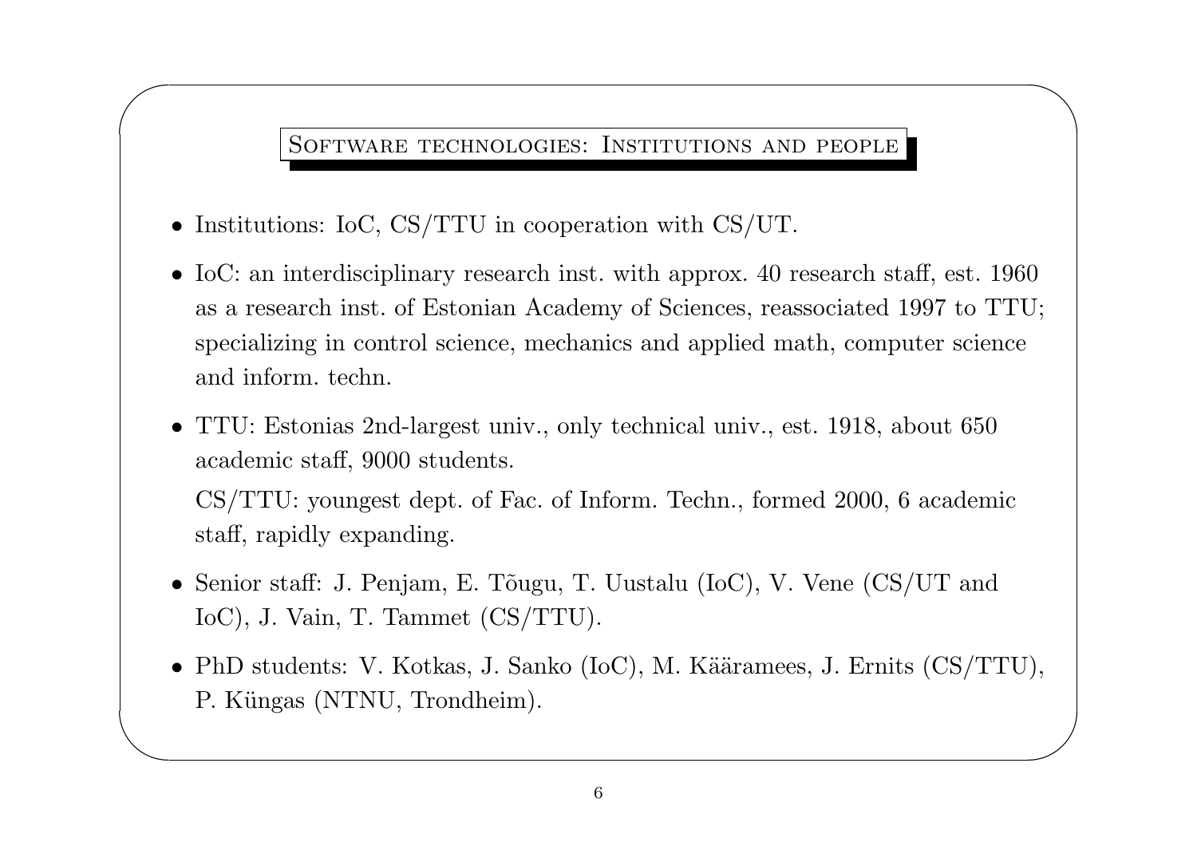## Software technologies: Institutions and people

- Institutions: IoC, CS/TTU in cooperation with CS/UT.
- IoC: an interdisciplinary research inst. with approx. 40 research staff, est. 1960 as a research inst. of Estonian Academy of Sciences, reassociated 1997 to TTU; specializing in control science, mechanics and applied math, computer science and inform. techn.
- TTU: Estonias 2nd-largest univ., only technical univ., est. 1918, about 650 academic staff, 9000 students.

  CS/TTU: youngest dept. of Fac. of Inform. Techn., formed 2000, 6 academic staff, rapidly expanding.
- Senior staff: J. Penjam, E. Tõugu, T. Uustalu (IoC), V. Vene (CS/UT and IoC), J. Vain, T. Tammet (CS/TTU).
- PhD students: V. Kotkas, J. Sanko (IoC), M. Kääramees, J. Ernits (CS/TTU), P. Küngas (NTNU, Trondheim).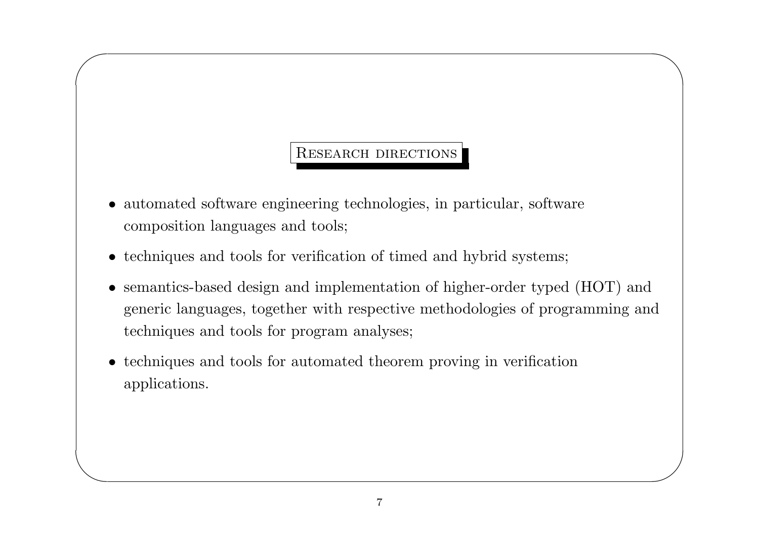## Research directions

- automated software engineering technologies, in particular, software composition languages and tools;
- techniques and tools for verification of timed and hybrid systems;
- semantics-based design and implementation of higher-order typed (HOT) and generic languages, together with respective methodologies of programming and techniques and tools for program analyses;
- techniques and tools for automated theorem proving in verification applications.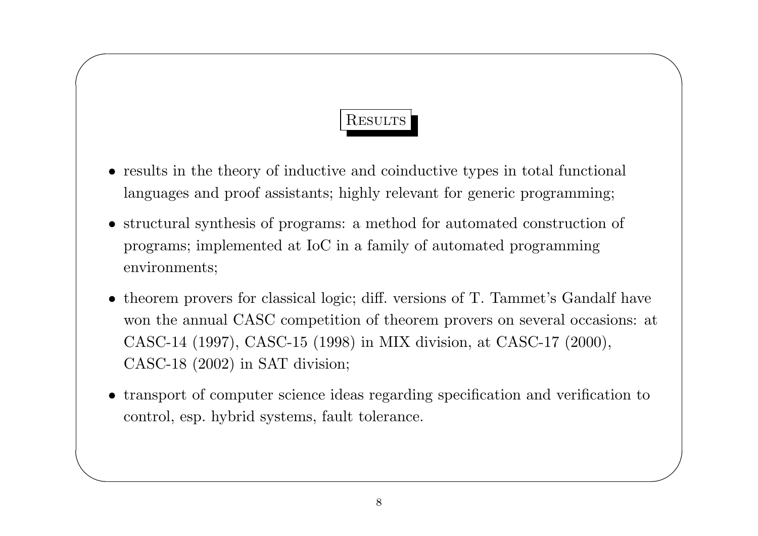## Results

- results in the theory of inductive and coinductive types in total functional languages and proof assistants; highly relevant for generic programming;
- structural synthesis of programs: a method for automated construction of programs; implemented at IoC in a family of automated programming environments;
- theorem provers for classical logic; diff. versions of T. Tammet's Gandalf have won the annual CASC competition of theorem provers on several occasions: at CASC-14 (1997), CASC-15 (1998) in MIX division, at CASC-17 (2000), CASC-18 (2002) in SAT division;
- transport of computer science ideas regarding specification and verification to control, esp. hybrid systems, fault tolerance.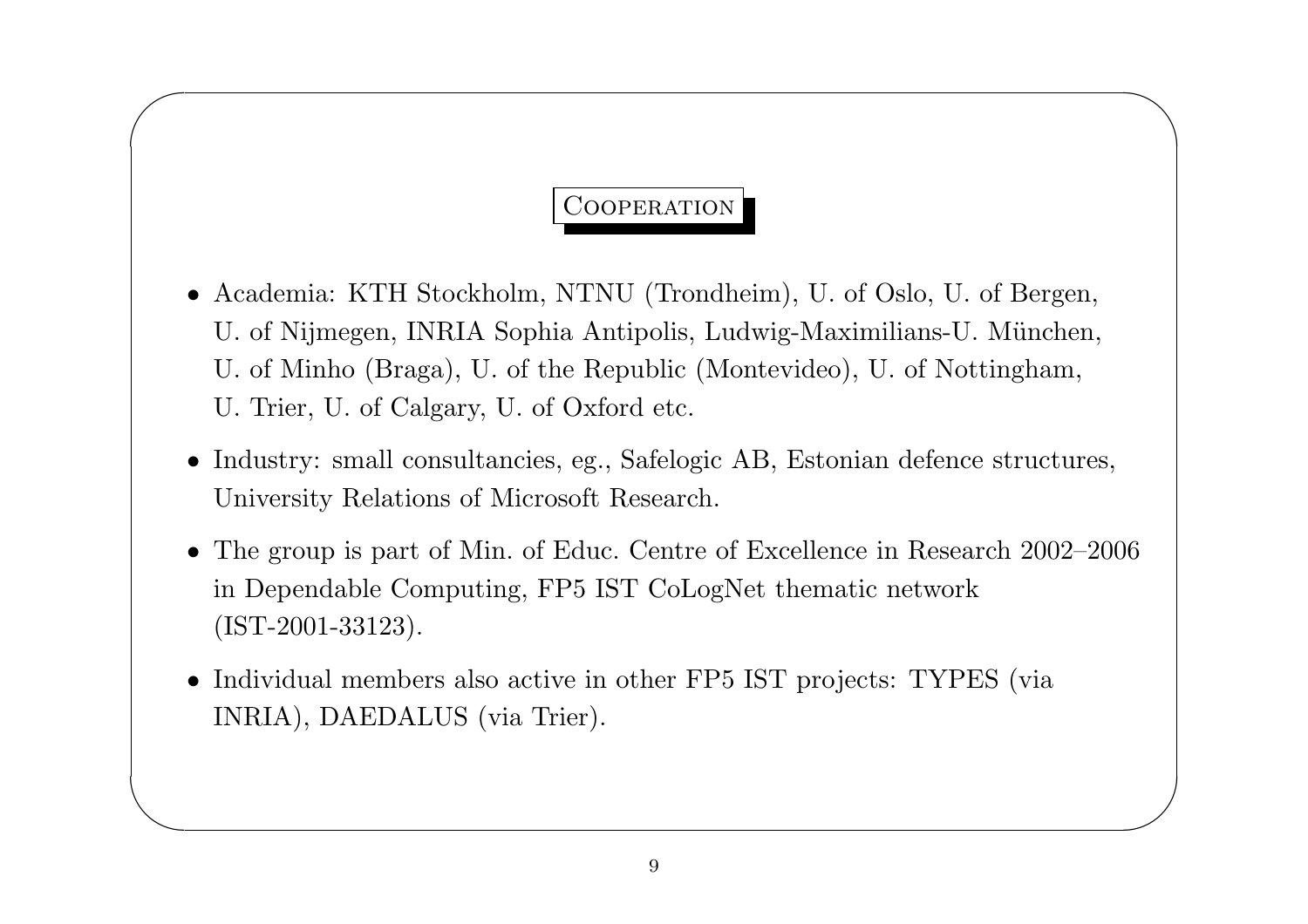## Cooperation

- Academia: KTH Stockholm, NTNU (Trondheim), U. of Oslo, U. of Bergen, U. of Nijmegen, INRIA Sophia Antipolis, Ludwig-Maximilians-U. München, U. of Minho (Braga), U. of the Republic (Montevideo), U. of Nottingham, U. Trier, U. of Calgary, U. of Oxford etc.
- Industry: small consultancies, eg., Safelogic AB, Estonian defence structures, University Relations of Microsoft Research.
- The group is part of Min. of Educ. Centre of Excellence in Research 2002–2006 in Dependable Computing, FP5 IST CoLogNet thematic network (IST-2001-33123).
- Individual members also active in other FP5 IST projects: TYPES (via INRIA), DAEDALUS (via Trier).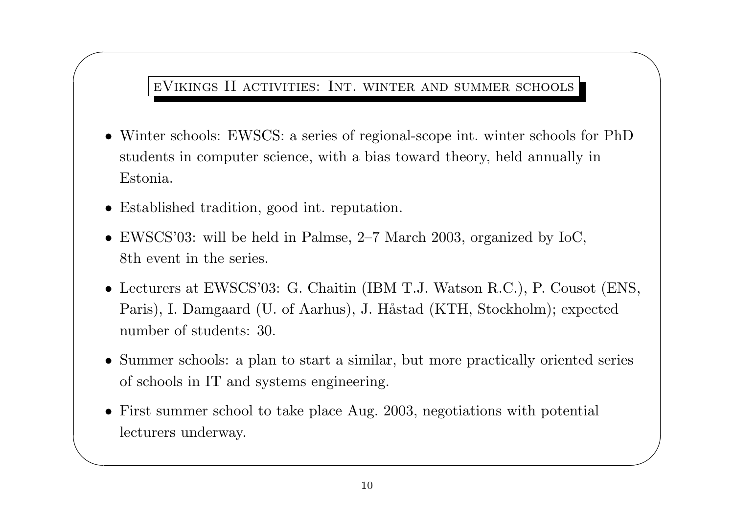## eVikings II activities: Int. winter and summer schools

- Winter schools: EWSCS: a series of regional-scope int. winter schools for PhD students in computer science, with a bias toward theory, held annually in Estonia.
- Established tradition, good int. reputation.
- EWSCS'03: will be held in Palmse, 2–7 March 2003, organized by IoC, 8th event in the series.
- Lecturers at EWSCS'03: G. Chaitin (IBM T.J. Watson R.C.), P. Cousot (ENS, Paris), I. Damgaard (U. of Aarhus), J. Håstad (KTH, Stockholm); expected number of students: 30.
- Summer schools: a plan to start a similar, but more practically oriented series of schools in IT and systems engineering.
- First summer school to take place Aug. 2003, negotiations with potential lecturers underway.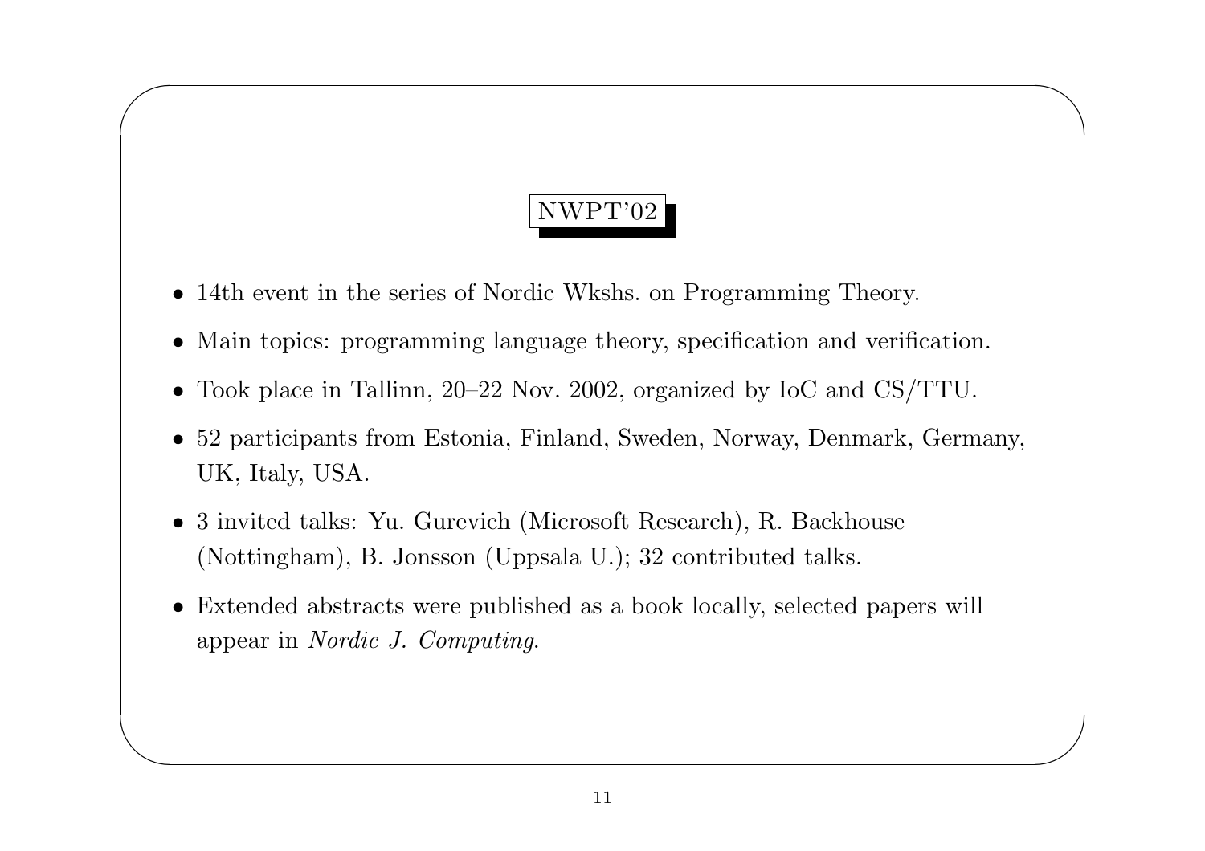## NWPT'02

- 14th event in the series of Nordic Wkshs. on Programming Theory.
- Main topics: programming language theory, specification and verification.
- Took place in Tallinn, 20–22 Nov. 2002, organized by IoC and CS/TTU.
- 52 participants from Estonia, Finland, Sweden, Norway, Denmark, Germany, UK, Italy, USA.
- 3 invited talks: Yu. Gurevich (Microsoft Research), R. Backhouse (Nottingham), B. Jonsson (Uppsala U.); 32 contributed talks.
- Extended abstracts were published as a book locally, selected papers will appear in *Nordic J. Computing*.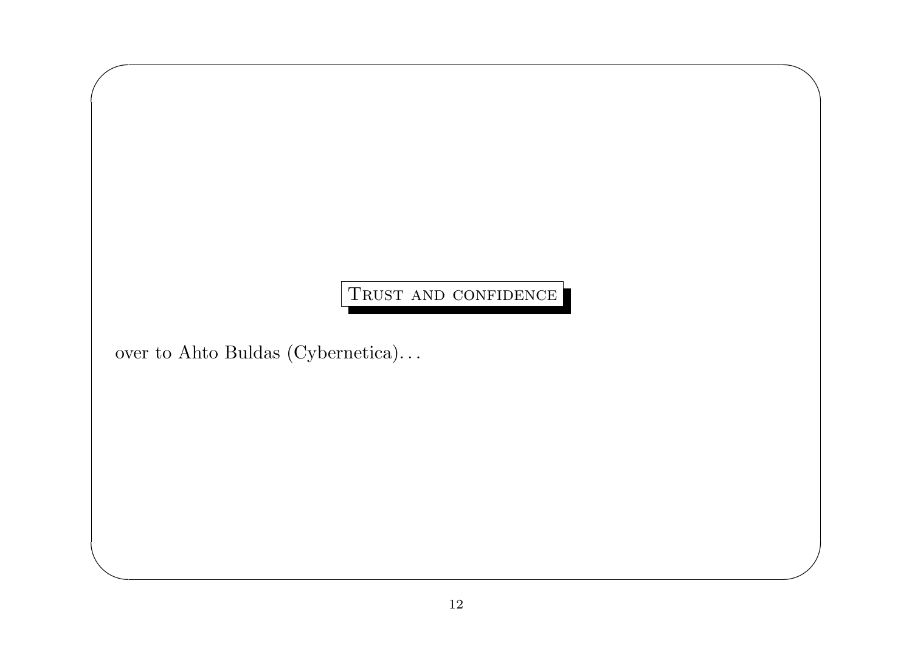## Trust and confidence

over to Ahto Buldas (Cybernetica)...